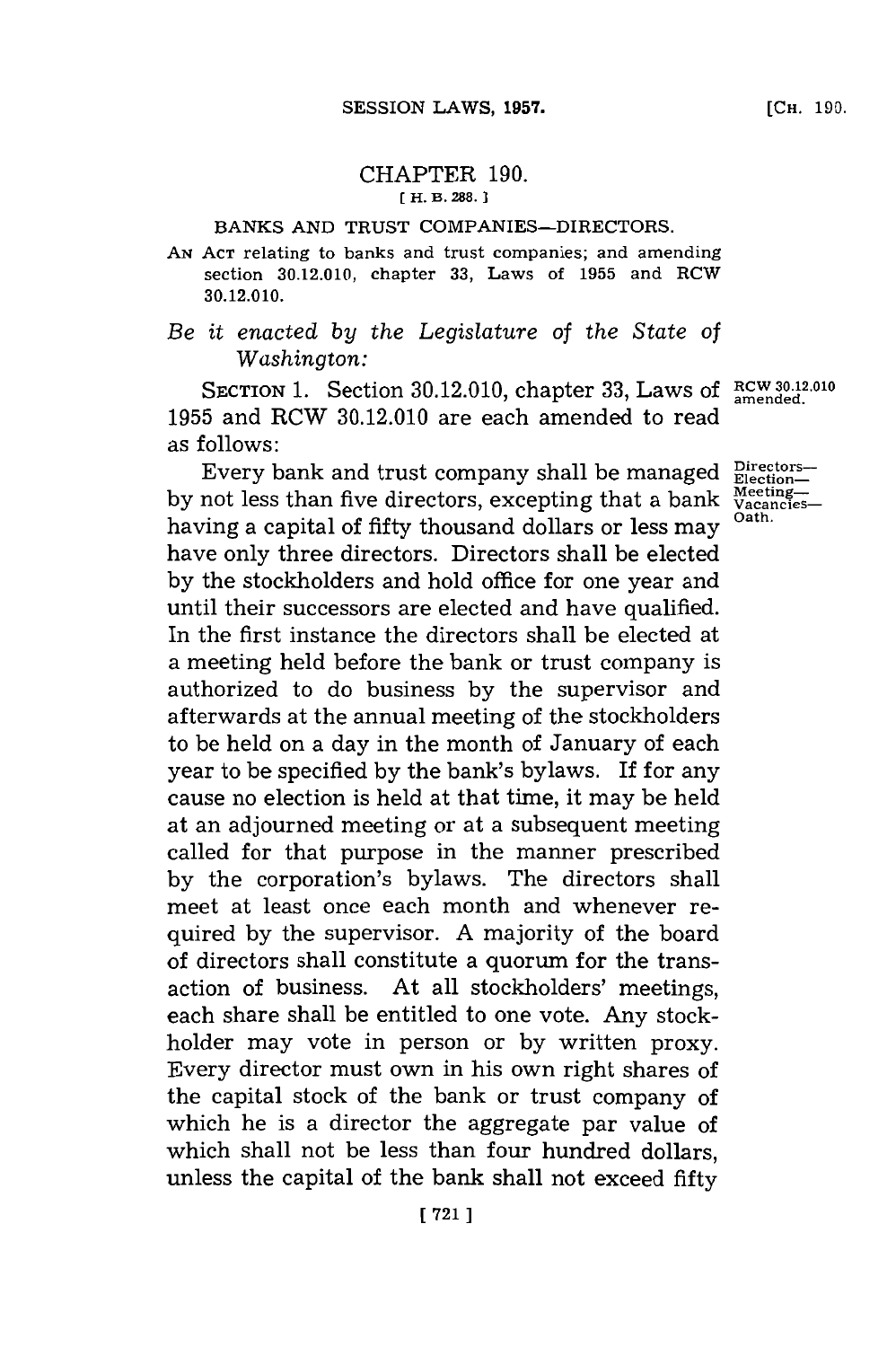# CHAPTER 190.

[ H. B. 288. ]

BANKS AND TRUST COMPANIES—DIRECTORS.

AN ACT relating to banks and trust companies; and amending section 30.12.010, chapter 33, Laws of 1955 and RCW 30.12.010.

*Be it enacted by the Legislature of the State of Washington:*

SECTION 1. Section 30.12.010, chapter 33, Laws of 1955 and RCW 30.12.010 are each amended to read as follows:

RCW 30.12.010 amended.

Directors—Election—Meeting—Vacancies—Oath.

Every bank and trust company shall be managed by not less than five directors, excepting that a bank having a capital of fifty thousand dollars or less may have only three directors. Directors shall be elected by the stockholders and hold office for one year and until their successors are elected and have qualified. In the first instance the directors shall be elected at a meeting held before the bank or trust company is authorized to do business by the supervisor and afterwards at the annual meeting of the stockholders to be held on a day in the month of January of each year to be specified by the bank's bylaws. If for any cause no election is held at that time, it may be held at an adjourned meeting or at a subsequent meeting called for that purpose in the manner prescribed by the corporation's bylaws. The directors shall meet at least once each month and whenever required by the supervisor. A majority of the board of directors shall constitute a quorum for the transaction of business. At all stockholders' meetings, each share shall be entitled to one vote. Any stockholder may vote in person or by written proxy. Every director must own in his own right shares of the capital stock of the bank or trust company of which he is a director the aggregate par value of which shall not be less than four hundred dollars, unless the capital of the bank shall not exceed fifty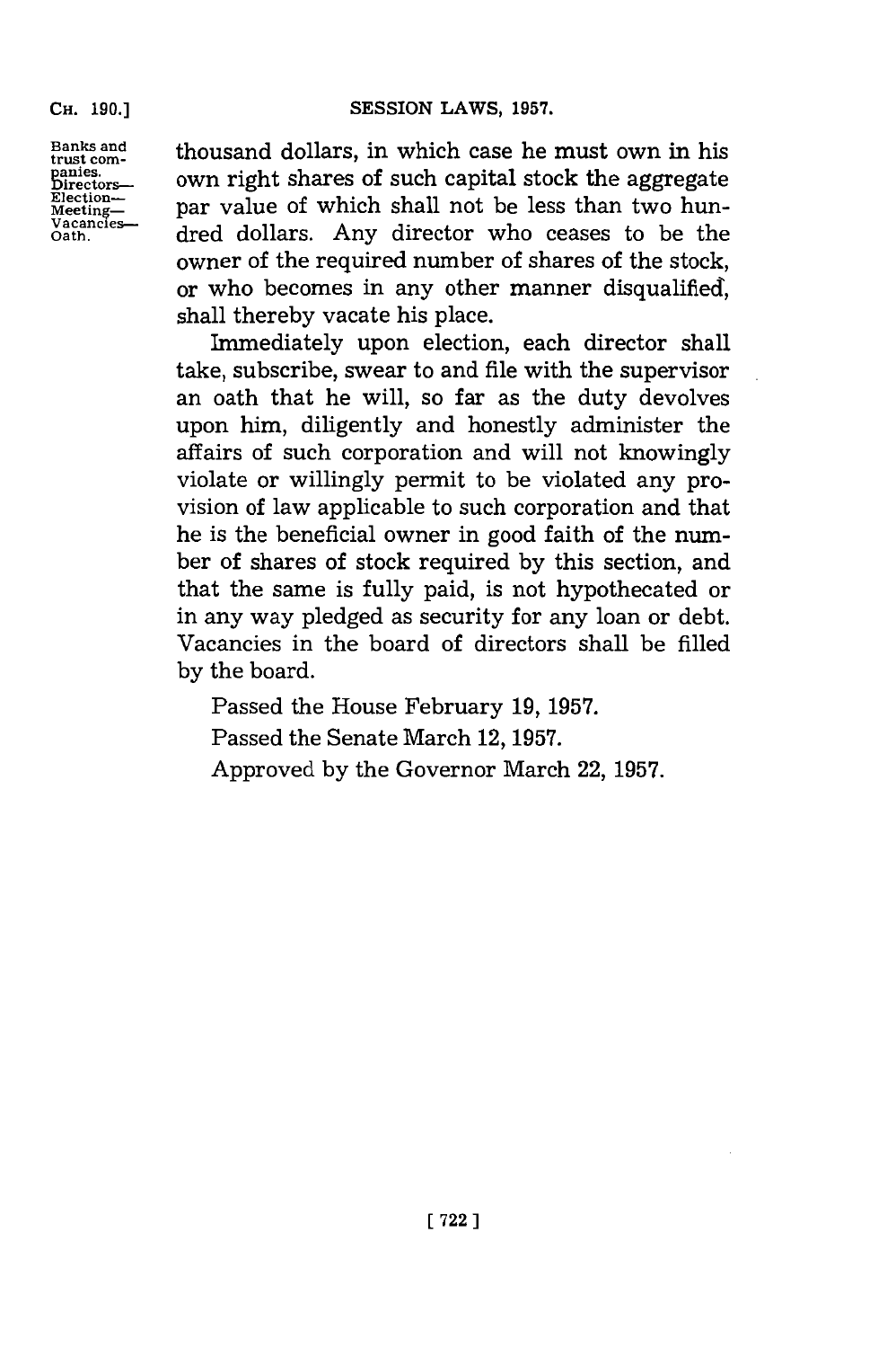thousand dollars, in which case he must own in his own right shares of such capital stock the aggregate par value of which shall not be less than two hundred dollars. Any director who ceases to be the owner of the required number of shares of the stock, or who becomes in any other manner disqualified, shall thereby vacate his place.

Immediately upon election, each director shall take, subscribe, swear to and file with the supervisor an oath that he will, so far as the duty devolves upon him, diligently and honestly administer the affairs of such corporation and will not knowingly violate or willingly permit to be violated any provision of law applicable to such corporation and that he is the beneficial owner in good faith of the number of shares of stock required by this section, and that the same is fully paid, is not hypothecated or in any way pledged as security for any loan or debt. Vacancies in the board of directors shall be filled by the board.

Passed the House February 19, 1957.

Passed the Senate March 12, 1957.

Approved by the Governor March 22, 1957.